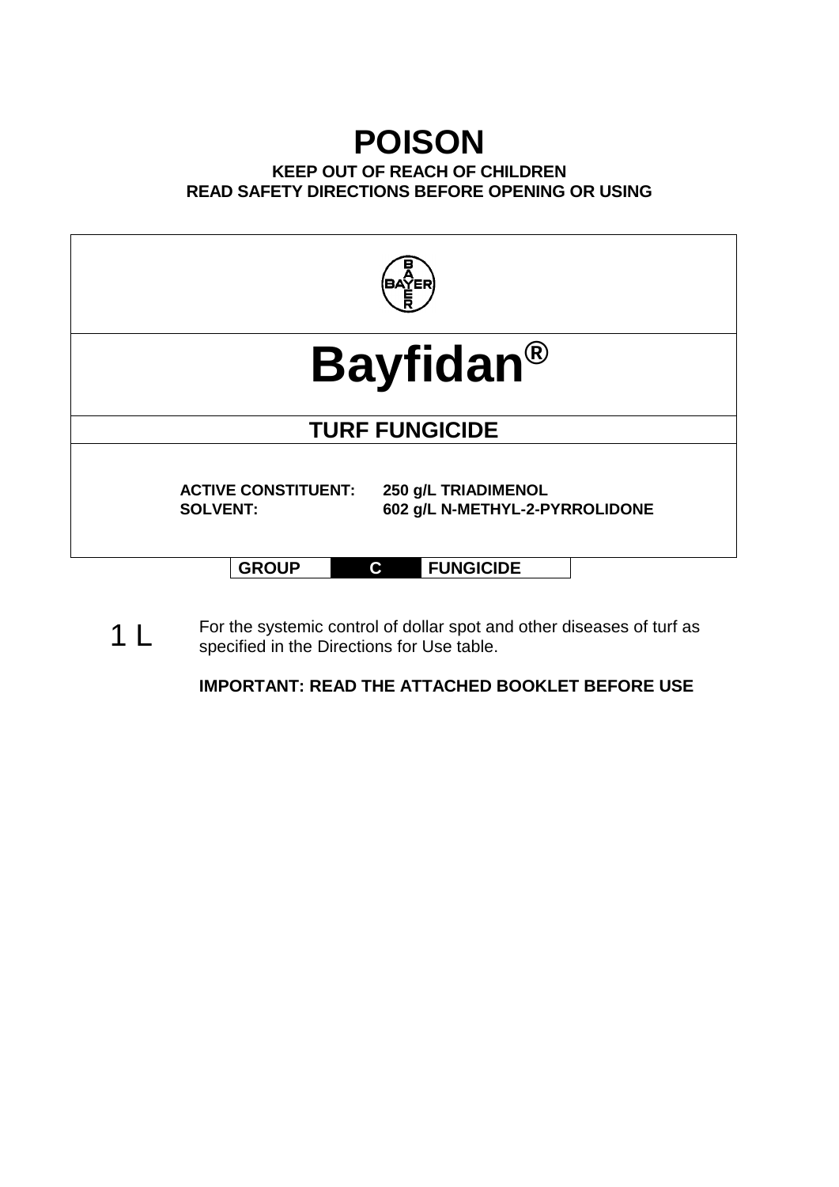# POISON

**KEEP OUT OF REACH OF CHILDREN**
**READ SAFETY DIRECTIONS BEFORE OPENING OR USING**

BAYER

# Bayfidan®

## TURF FUNGICIDE

**ACTIVE CONSTITUENT:** **250 g/L TRIADIMENOL**
**SOLVENT:** **602 g/L N-METHYL-2-PYRROLIDONE**

| GROUP | C | FUNGICIDE |
|---|---|---|

1 L

For the systemic control of dollar spot and other diseases of turf as specified in the Directions for Use table.

**IMPORTANT: READ THE ATTACHED BOOKLET BEFORE USE**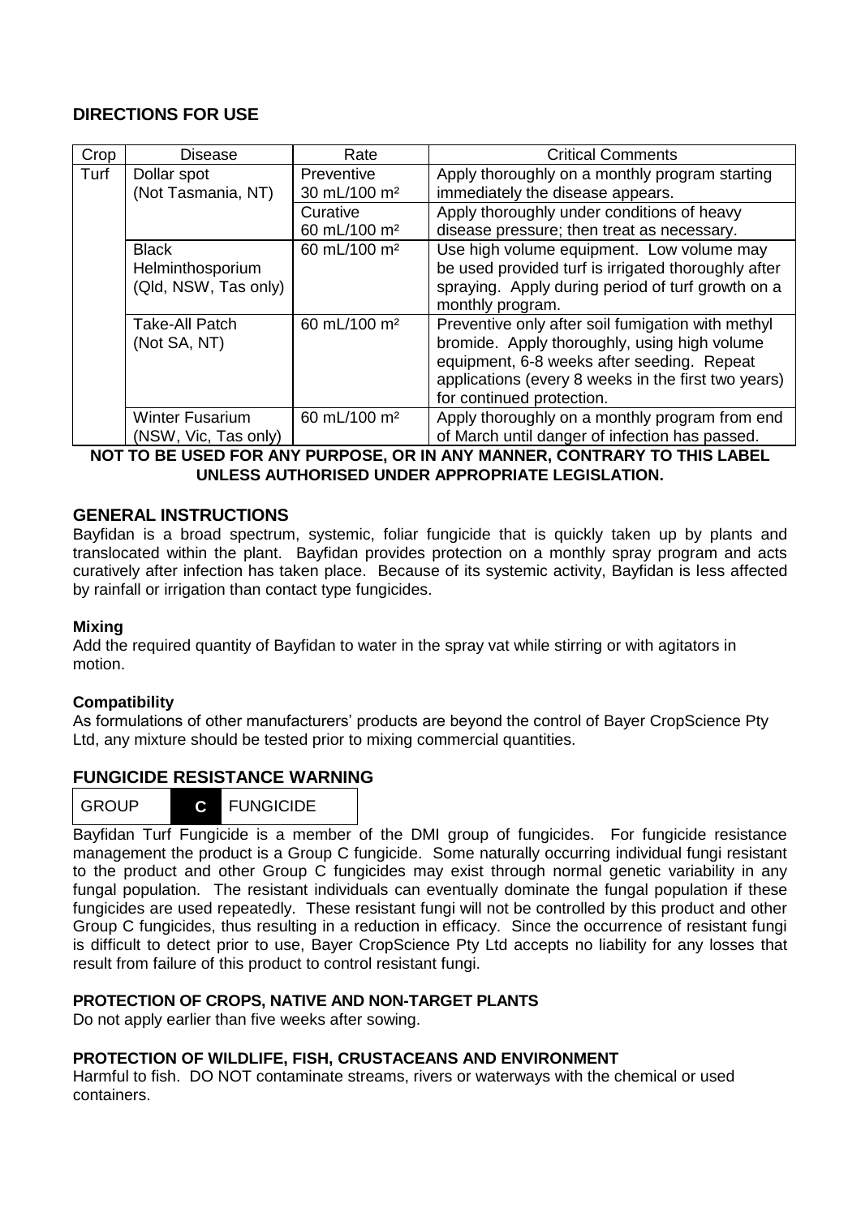## DIRECTIONS FOR USE

| Crop | Disease | Rate | Critical Comments |
|---|---|---|---|
| Turf | Dollar spot (Not Tasmania, NT) | Preventive 30 mL/100 m² | Apply thoroughly on a monthly program starting immediately the disease appears. |
| | | Curative 60 mL/100 m² | Apply thoroughly under conditions of heavy disease pressure; then treat as necessary. |
| | Black Helminthosporium (Qld, NSW, Tas only) | 60 mL/100 m² | Use high volume equipment. Low volume may be used provided turf is irrigated thoroughly after spraying. Apply during period of turf growth on a monthly program. |
| | Take-All Patch (Not SA, NT) | 60 mL/100 m² | Preventive only after soil fumigation with methyl bromide. Apply thoroughly, using high volume equipment, 6-8 weeks after seeding. Repeat applications (every 8 weeks in the first two years) for continued protection. |
| | Winter Fusarium (NSW, Vic, Tas only) | 60 mL/100 m² | Apply thoroughly on a monthly program from end of March until danger of infection has passed. |

**NOT TO BE USED FOR ANY PURPOSE, OR IN ANY MANNER, CONTRARY TO THIS LABEL UNLESS AUTHORISED UNDER APPROPRIATE LEGISLATION.**

## GENERAL INSTRUCTIONS

Bayfidan is a broad spectrum, systemic, foliar fungicide that is quickly taken up by plants and translocated within the plant. Bayfidan provides protection on a monthly spray program and acts curatively after infection has taken place. Because of its systemic activity, Bayfidan is less affected by rainfall or irrigation than contact type fungicides.

### Mixing

Add the required quantity of Bayfidan to water in the spray vat while stirring or with agitators in motion.

### Compatibility

As formulations of other manufacturers' products are beyond the control of Bayer CropScience Pty Ltd, any mixture should be tested prior to mixing commercial quantities.

## FUNGICIDE RESISTANCE WARNING

| GROUP | C | FUNGICIDE |
|---|---|---|

Bayfidan Turf Fungicide is a member of the DMI group of fungicides. For fungicide resistance management the product is a Group C fungicide. Some naturally occurring individual fungi resistant to the product and other Group C fungicides may exist through normal genetic variability in any fungal population. The resistant individuals can eventually dominate the fungal population if these fungicides are used repeatedly. These resistant fungi will not be controlled by this product and other Group C fungicides, thus resulting in a reduction in efficacy. Since the occurrence of resistant fungi is difficult to detect prior to use, Bayer CropScience Pty Ltd accepts no liability for any losses that result from failure of this product to control resistant fungi.

### PROTECTION OF CROPS, NATIVE AND NON-TARGET PLANTS

Do not apply earlier than five weeks after sowing.

### PROTECTION OF WILDLIFE, FISH, CRUSTACEANS AND ENVIRONMENT

Harmful to fish. DO NOT contaminate streams, rivers or waterways with the chemical or used containers.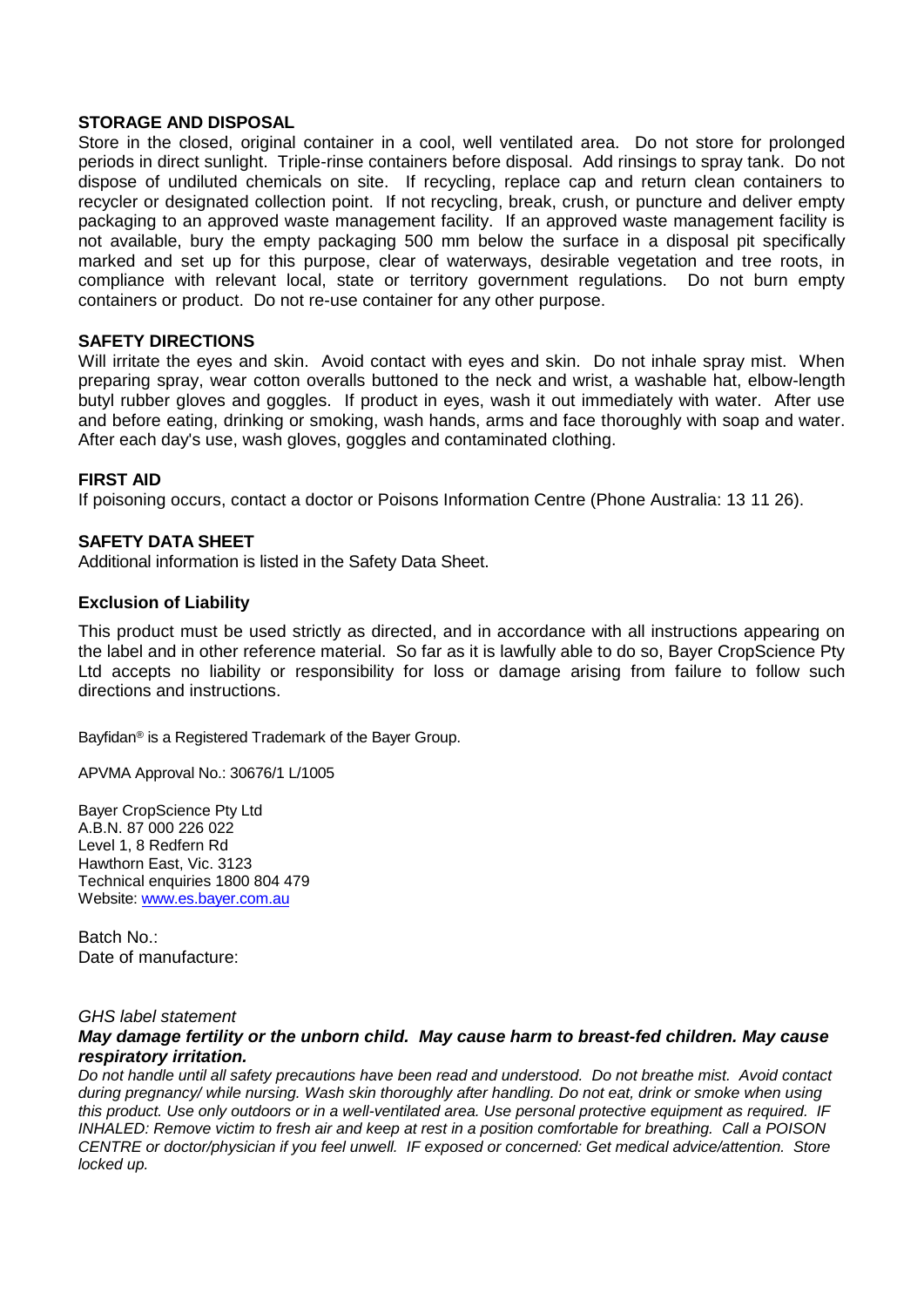## STORAGE AND DISPOSAL

Store in the closed, original container in a cool, well ventilated area. Do not store for prolonged periods in direct sunlight. Triple-rinse containers before disposal. Add rinsings to spray tank. Do not dispose of undiluted chemicals on site. If recycling, replace cap and return clean containers to recycler or designated collection point. If not recycling, break, crush, or puncture and deliver empty packaging to an approved waste management facility. If an approved waste management facility is not available, bury the empty packaging 500 mm below the surface in a disposal pit specifically marked and set up for this purpose, clear of waterways, desirable vegetation and tree roots, in compliance with relevant local, state or territory government regulations. Do not burn empty containers or product. Do not re-use container for any other purpose.

## SAFETY DIRECTIONS

Will irritate the eyes and skin. Avoid contact with eyes and skin. Do not inhale spray mist. When preparing spray, wear cotton overalls buttoned to the neck and wrist, a washable hat, elbow-length butyl rubber gloves and goggles. If product in eyes, wash it out immediately with water. After use and before eating, drinking or smoking, wash hands, arms and face thoroughly with soap and water. After each day's use, wash gloves, goggles and contaminated clothing.

## FIRST AID

If poisoning occurs, contact a doctor or Poisons Information Centre (Phone Australia: 13 11 26).

## SAFETY DATA SHEET

Additional information is listed in the Safety Data Sheet.

## Exclusion of Liability

This product must be used strictly as directed, and in accordance with all instructions appearing on the label and in other reference material. So far as it is lawfully able to do so, Bayer CropScience Pty Ltd accepts no liability or responsibility for loss or damage arising from failure to follow such directions and instructions.

Bayfidan® is a Registered Trademark of the Bayer Group.

APVMA Approval No.: 30676/1 L/1005

Bayer CropScience Pty Ltd
A.B.N. 87 000 226 022
Level 1, 8 Redfern Rd
Hawthorn East, Vic. 3123
Technical enquiries 1800 804 479
Website: www.es.bayer.com.au

Batch No.:
Date of manufacture:

*GHS label statement*

***May damage fertility or the unborn child. May cause harm to breast-fed children. May cause respiratory irritation.***

*Do not handle until all safety precautions have been read and understood. Do not breathe mist. Avoid contact during pregnancy/ while nursing. Wash skin thoroughly after handling. Do not eat, drink or smoke when using this product. Use only outdoors or in a well-ventilated area. Use personal protective equipment as required. IF INHALED: Remove victim to fresh air and keep at rest in a position comfortable for breathing. Call a POISON CENTRE or doctor/physician if you feel unwell. IF exposed or concerned: Get medical advice/attention. Store locked up.*